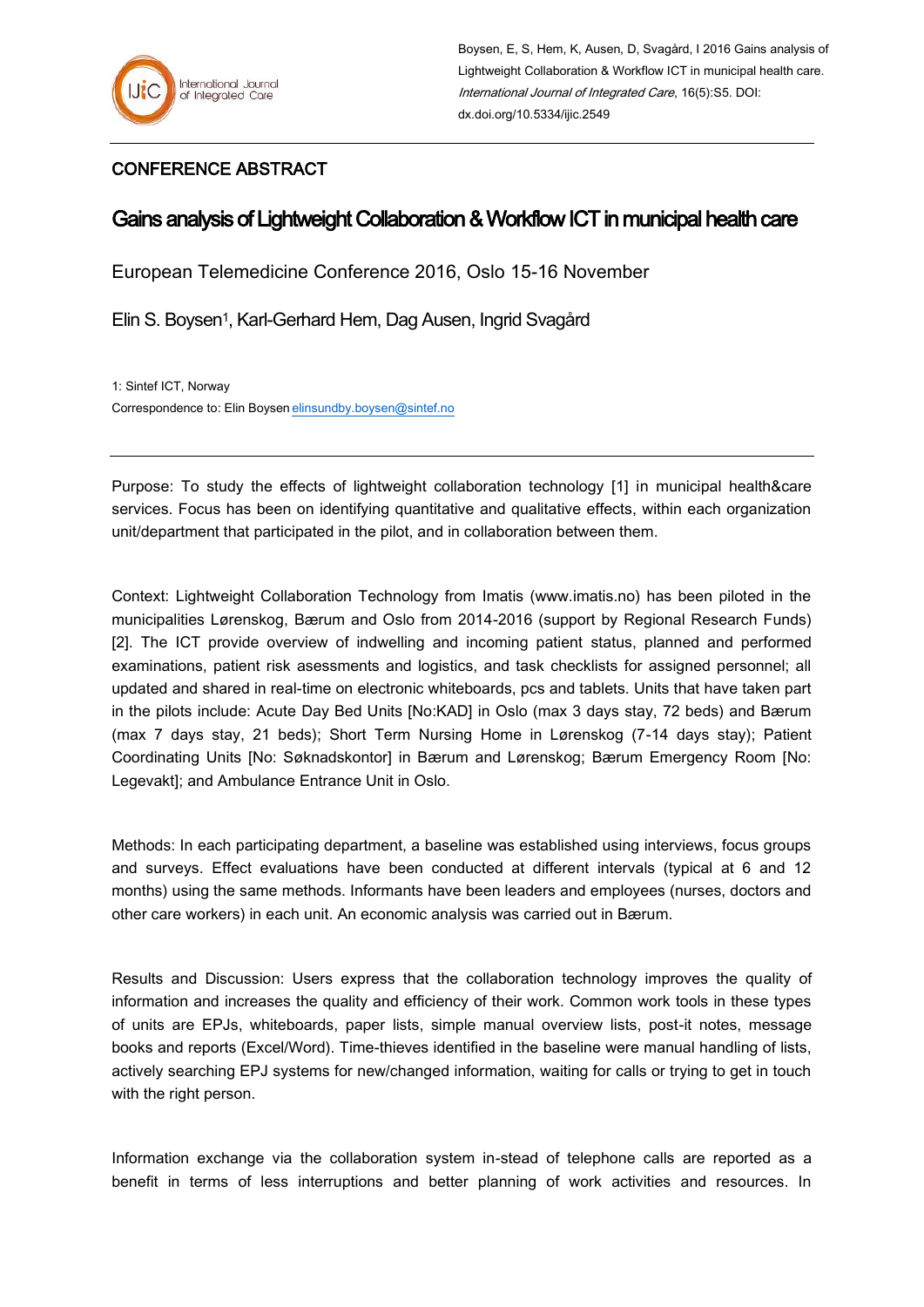Boysen, E, S, Hem, K, Ausen, D, Svagård, I 2016 Gains analysis of Lightweight Collaboration & Workflow ICT in municipal health care. *International Journal of Integrated Care*, 16(5):S5. DOI: dx.doi.org/10.5334/ijic.2549

CONFERENCE ABSTRACT

# Gains analysis of Lightweight Collaboration & Workflow ICT in municipal health care

European Telemedicine Conference 2016, Oslo 15-16 November

Elin S. Boysen[1], Karl-Gerhard Hem, Dag Ausen, Ingrid Svagård

1: Sintef ICT, Norway

Correspondence to: Elin Boysen elinsundby.boysen@sintef.no

---

Purpose: To study the effects of lightweight collaboration technology [1] in municipal health&care services. Focus has been on identifying quantitative and qualitative effects, within each organization unit/department that participated in the pilot, and in collaboration between them.

Context: Lightweight Collaboration Technology from Imatis (www.imatis.no) has been piloted in the municipalities Lørenskog, Bærum and Oslo from 2014-2016 (support by Regional Research Funds) [2]. The ICT provide overview of indwelling and incoming patient status, planned and performed examinations, patient risk asessments and logistics, and task checklists for assigned personnel; all updated and shared in real-time on electronic whiteboards, pcs and tablets. Units that have taken part in the pilots include: Acute Day Bed Units [No:KAD] in Oslo (max 3 days stay, 72 beds) and Bærum (max 7 days stay, 21 beds); Short Term Nursing Home in Lørenskog (7-14 days stay); Patient Coordinating Units [No: Søknadskontor] in Bærum and Lørenskog; Bærum Emergency Room [No: Legevakt]; and Ambulance Entrance Unit in Oslo.

Methods: In each participating department, a baseline was established using interviews, focus groups and surveys. Effect evaluations have been conducted at different intervals (typical at 6 and 12 months) using the same methods. Informants have been leaders and employees (nurses, doctors and other care workers) in each unit. An economic analysis was carried out in Bærum.

Results and Discussion: Users express that the collaboration technology improves the quality of information and increases the quality and efficiency of their work. Common work tools in these types of units are EPJs, whiteboards, paper lists, simple manual overview lists, post-it notes, message books and reports (Excel/Word). Time-thieves identified in the baseline were manual handling of lists, actively searching EPJ systems for new/changed information, waiting for calls or trying to get in touch with the right person.

Information exchange via the collaboration system in-stead of telephone calls are reported as a benefit in terms of less interruptions and better planning of work activities and resources. In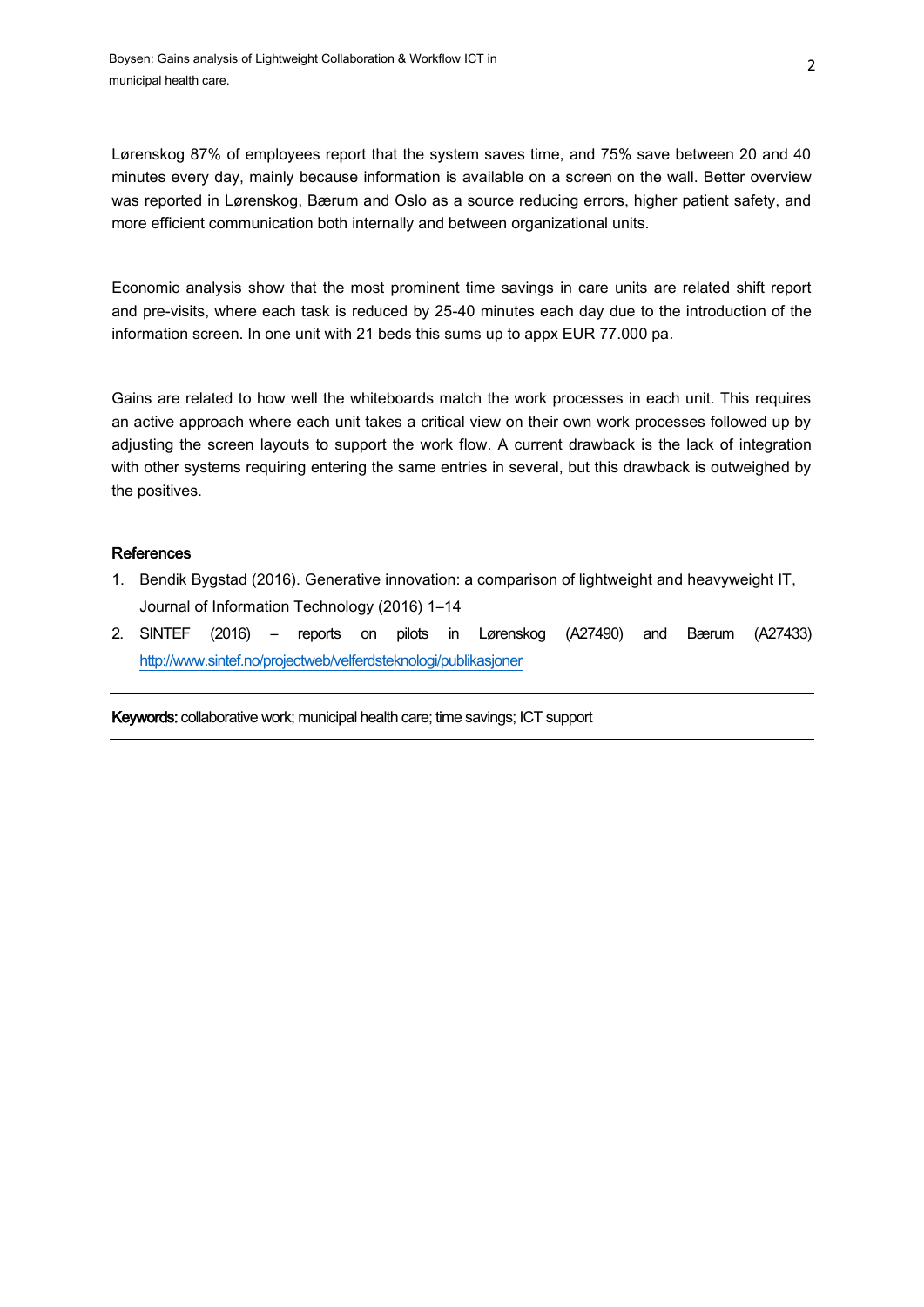Lørenskog 87% of employees report that the system saves time, and 75% save between 20 and 40 minutes every day, mainly because information is available on a screen on the wall. Better overview was reported in Lørenskog, Bærum and Oslo as a source reducing errors, higher patient safety, and more efficient communication both internally and between organizational units.

Economic analysis show that the most prominent time savings in care units are related shift report and pre-visits, where each task is reduced by 25-40 minutes each day due to the introduction of the information screen. In one unit with 21 beds this sums up to appx EUR 77.000 pa.

Gains are related to how well the whiteboards match the work processes in each unit. This requires an active approach where each unit takes a critical view on their own work processes followed up by adjusting the screen layouts to support the work flow. A current drawback is the lack of integration with other systems requiring entering the same entries in several, but this drawback is outweighed by the positives.

#### References

1. Bendik Bygstad (2016). Generative innovation: a comparison of lightweight and heavyweight IT, Journal of Information Technology (2016) 1–14
2. SINTEF (2016) – reports on pilots in Lørenskog (A27490) and Bærum (A27433) http://www.sintef.no/projectweb/velferdsteknologi/publikasjoner

---

**Keywords:** collaborative work; municipal health care; time savings; ICT support

---